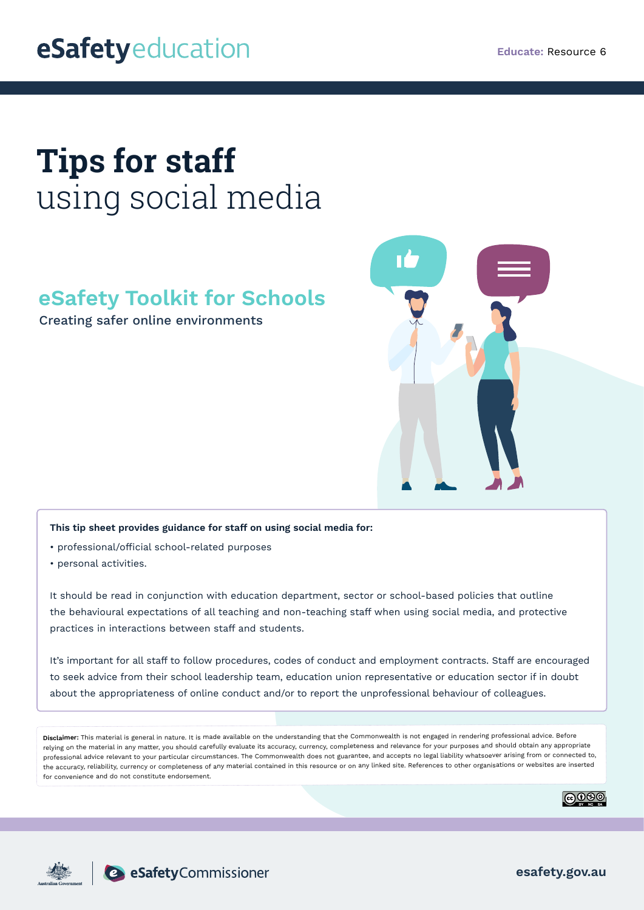eSafetyeducation

**Educate:** Resource 6

# Tips for staff using social media

## eSafety Toolkit for Schools

Creating safer online environments

**This tip sheet provides guidance for staff on using social media for:**

- professional/official school-related purposes
- personal activities.

It should be read in conjunction with education department, sector or school-based policies that outline the behavioural expectations of all teaching and non-teaching staff when using social media, and protective practices in interactions between staff and students.

It's important for all staff to follow procedures, codes of conduct and employment contracts. Staff are encouraged to seek advice from their school leadership team, education union representative or education sector if in doubt about the appropriateness of online conduct and/or to report the unprofessional behaviour of colleagues.

**Disclaimer:** This material is general in nature. It is made available on the understanding that the Commonwealth is not engaged in rendering professional advice. Before relying on the material in any matter, you should carefully evaluate its accuracy, currency, completeness and relevance for your purposes and should obtain any appropriate professional advice relevant to your particular circumstances. The Commonwealth does not guarantee, and accepts no legal liability whatsoever arising from or connected to, the accuracy, reliability, currency or completeness of any material contained in this resource or on any linked site. References to other organisations or websites are inserted for convenience and do not constitute endorsement.

Australian Government | eSafetyCommissioner

esafety.gov.au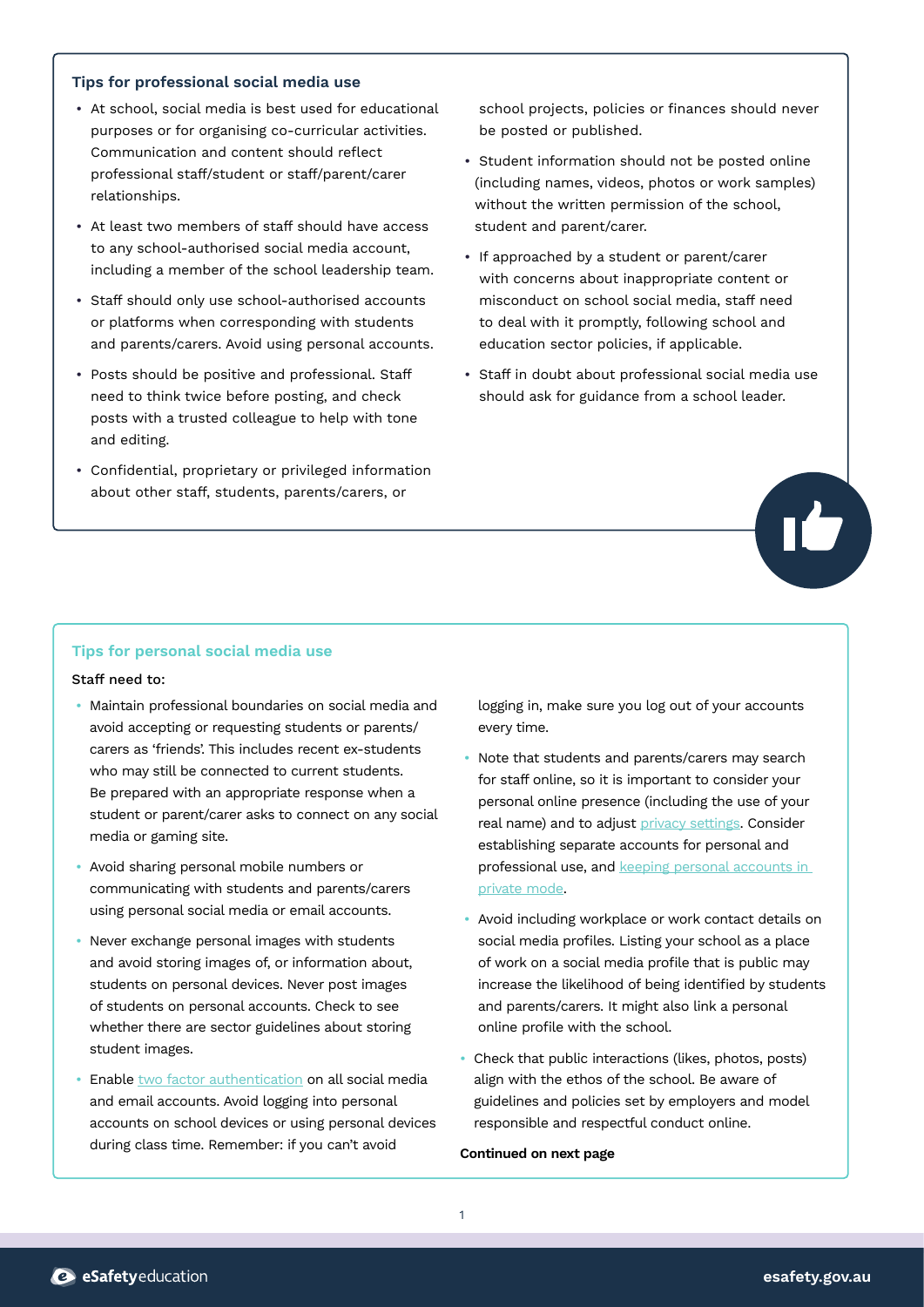### Tips for professional social media use

- At school, social media is best used for educational purposes or for organising co-curricular activities. Communication and content should reflect professional staff/student or staff/parent/carer relationships.
- At least two members of staff should have access to any school-authorised social media account, including a member of the school leadership team.
- Staff should only use school-authorised accounts or platforms when corresponding with students and parents/carers. Avoid using personal accounts.
- Posts should be positive and professional. Staff need to think twice before posting, and check posts with a trusted colleague to help with tone and editing.
- Confidential, proprietary or privileged information about other staff, students, parents/carers, or school projects, policies or finances should never be posted or published.
- Student information should not be posted online (including names, videos, photos or work samples) without the written permission of the school, student and parent/carer.
- If approached by a student or parent/carer with concerns about inappropriate content or misconduct on school social media, staff need to deal with it promptly, following school and education sector policies, if applicable.
- Staff in doubt about professional social media use should ask for guidance from a school leader.

### Tips for personal social media use

Staff need to:

- Maintain professional boundaries on social media and avoid accepting or requesting students or parents/carers as 'friends'. This includes recent ex-students who may still be connected to current students. Be prepared with an appropriate response when a student or parent/carer asks to connect on any social media or gaming site.
- Avoid sharing personal mobile numbers or communicating with students and parents/carers using personal social media or email accounts.
- Never exchange personal images with students and avoid storing images of, or information about, students on personal devices. Never post images of students on personal accounts. Check to see whether there are sector guidelines about storing student images.
- Enable two factor authentication on all social media and email accounts. Avoid logging into personal accounts on school devices or using personal devices during class time. Remember: if you can't avoid logging in, make sure you log out of your accounts every time.
- Note that students and parents/carers may search for staff online, so it is important to consider your personal online presence (including the use of your real name) and to adjust privacy settings. Consider establishing separate accounts for personal and professional use, and keeping personal accounts in private mode.
- Avoid including workplace or work contact details on social media profiles. Listing your school as a place of work on a social media profile that is public may increase the likelihood of being identified by students and parents/carers. It might also link a personal online profile with the school.
- Check that public interactions (likes, photos, posts) align with the ethos of the school. Be aware of guidelines and policies set by employers and model responsible and respectful conduct online.

**Continued on next page**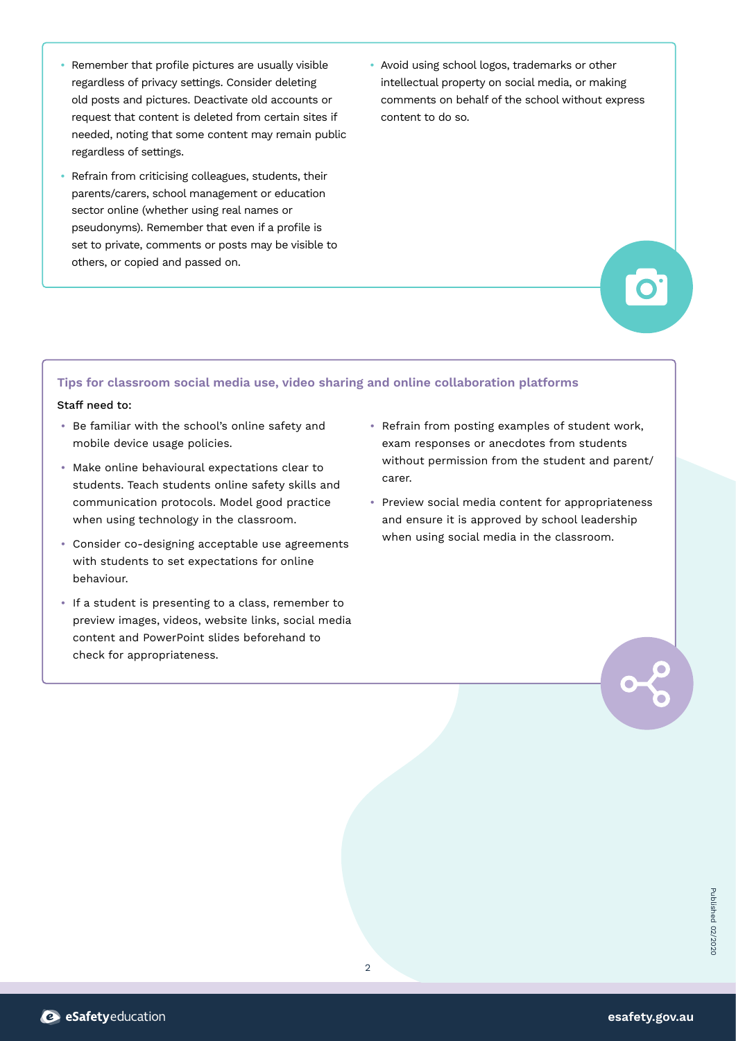- Remember that profile pictures are usually visible regardless of privacy settings. Consider deleting old posts and pictures. Deactivate old accounts or request that content is deleted from certain sites if needed, noting that some content may remain public regardless of settings.
- Refrain from criticising colleagues, students, their parents/carers, school management or education sector online (whether using real names or pseudonyms). Remember that even if a profile is set to private, comments or posts may be visible to others, or copied and passed on.
- Avoid using school logos, trademarks or other intellectual property on social media, or making comments on behalf of the school without express content to do so.

### Tips for classroom social media use, video sharing and online collaboration platforms

**Staff need to:**

- Be familiar with the school's online safety and mobile device usage policies.
- Make online behavioural expectations clear to students. Teach students online safety skills and communication protocols. Model good practice when using technology in the classroom.
- Consider co-designing acceptable use agreements with students to set expectations for online behaviour.
- If a student is presenting to a class, remember to preview images, videos, website links, social media content and PowerPoint slides beforehand to check for appropriateness.
- Refrain from posting examples of student work, exam responses or anecdotes from students without permission from the student and parent/carer.
- Preview social media content for appropriateness and ensure it is approved by school leadership when using social media in the classroom.

Published 02/2020